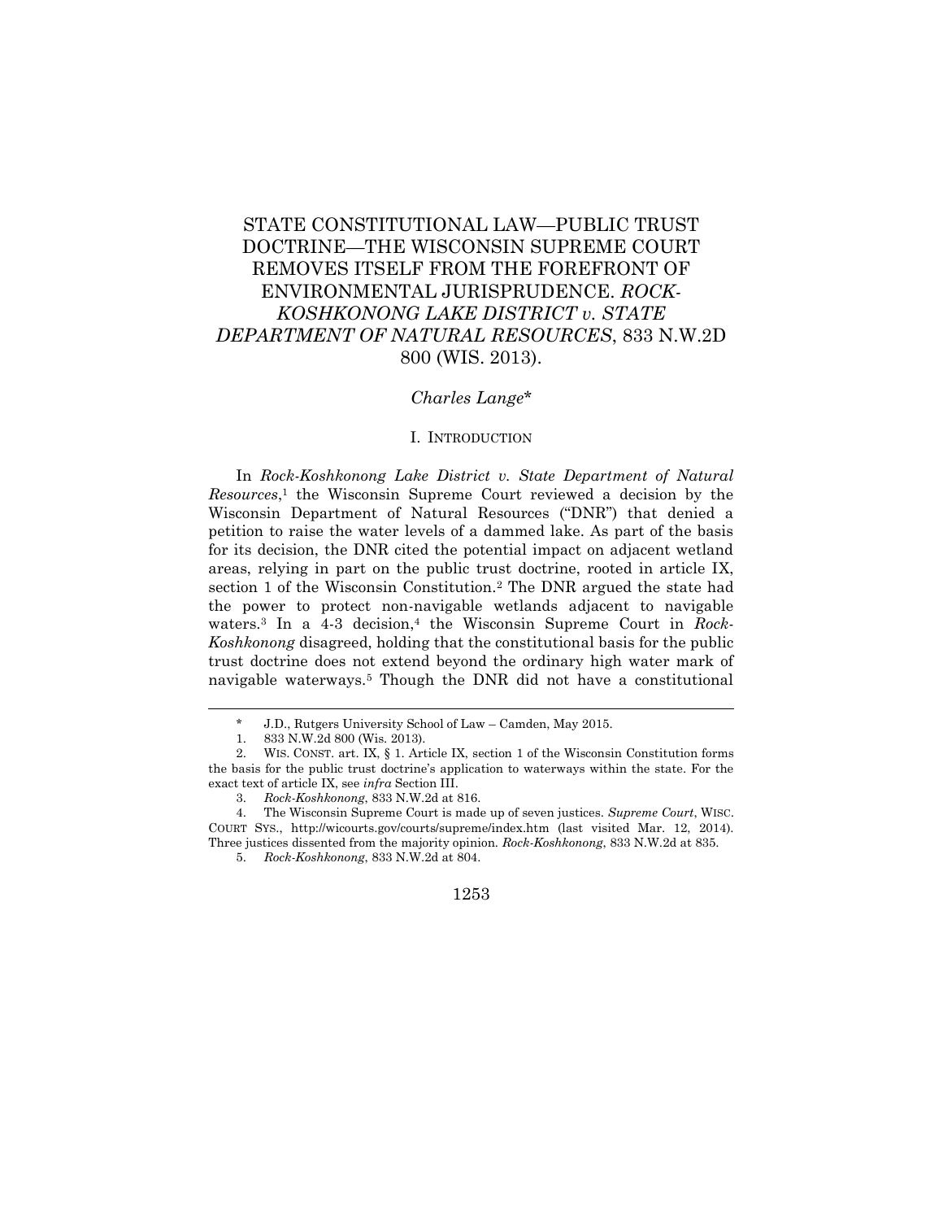# STATE CONSTITUTIONAL LAW—PUBLIC TRUST DOCTRINE—THE WISCONSIN SUPREME COURT REMOVES ITSELF FROM THE FOREFRONT OF ENVIRONMENTAL JURISPRUDENCE. *ROCK-KOSHKONONG LAKE DISTRICT v. STATE DEPARTMENT OF NATURAL RESOURCES*, 833 N.W.2D 800 (WIS. 2013).

*Charles Lange\**

## I. INTRODUCTION

In *Rock-Koshkonong Lake District v. State Department of Natural Resources*,[1] the Wisconsin Supreme Court reviewed a decision by the Wisconsin Department of Natural Resources ("DNR") that denied a petition to raise the water levels of a dammed lake. As part of the basis for its decision, the DNR cited the potential impact on adjacent wetland areas, relying in part on the public trust doctrine, rooted in article IX, section 1 of the Wisconsin Constitution.[2] The DNR argued the state had the power to protect non-navigable wetlands adjacent to navigable waters.[3] In a 4-3 decision,[4] the Wisconsin Supreme Court in *Rock-Koshkonong* disagreed, holding that the constitutional basis for the public trust doctrine does not extend beyond the ordinary high water mark of navigable waterways.[5] Though the DNR did not have a constitutional

---

\* J.D., Rutgers University School of Law – Camden, May 2015.

1. 833 N.W.2d 800 (Wis. 2013).

2. WIS. CONST. art. IX, § 1. Article IX, section 1 of the Wisconsin Constitution forms the basis for the public trust doctrine's application to waterways within the state. For the exact text of article IX, see *infra* Section III.

3. *Rock-Koshkonong*, 833 N.W.2d at 816.

4. The Wisconsin Supreme Court is made up of seven justices. *Supreme Court*, WISC. COURT SYS., http://wicourts.gov/courts/supreme/index.htm (last visited Mar. 12, 2014). Three justices dissented from the majority opinion. *Rock-Koshkonong*, 833 N.W.2d at 835.

5. *Rock-Koshkonong*, 833 N.W.2d at 804.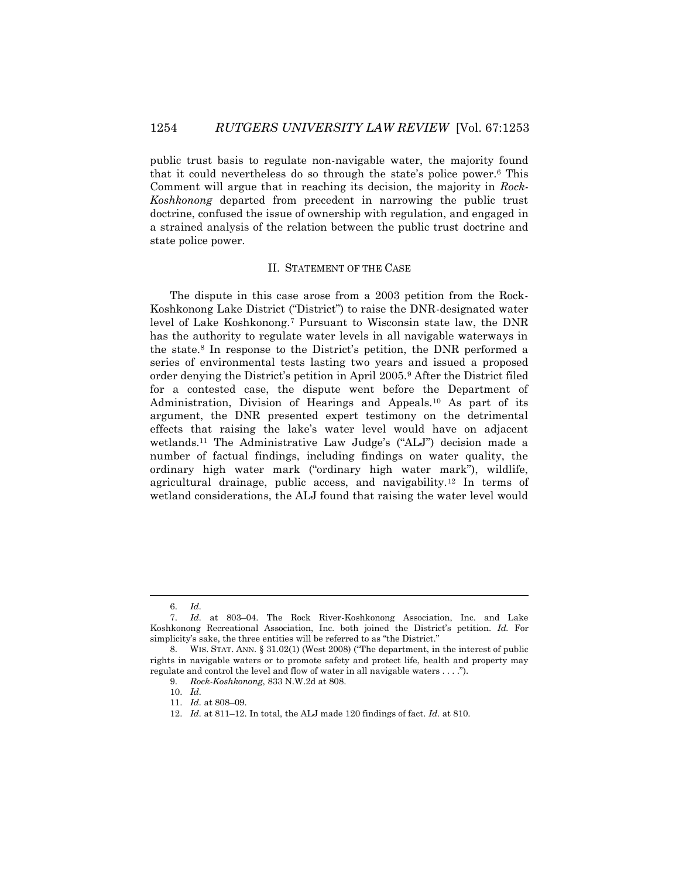public trust basis to regulate non-navigable water, the majority found that it could nevertheless do so through the state's police power.[6] This Comment will argue that in reaching its decision, the majority in *Rock-Koshkonong* departed from precedent in narrowing the public trust doctrine, confused the issue of ownership with regulation, and engaged in a strained analysis of the relation between the public trust doctrine and state police power.

## II. STATEMENT OF THE CASE

The dispute in this case arose from a 2003 petition from the Rock-Koshkonong Lake District ("District") to raise the DNR-designated water level of Lake Koshkonong.[7] Pursuant to Wisconsin state law, the DNR has the authority to regulate water levels in all navigable waterways in the state.[8] In response to the District's petition, the DNR performed a series of environmental tests lasting two years and issued a proposed order denying the District's petition in April 2005.[9] After the District filed for a contested case, the dispute went before the Department of Administration, Division of Hearings and Appeals.[10] As part of its argument, the DNR presented expert testimony on the detrimental effects that raising the lake's water level would have on adjacent wetlands.[11] The Administrative Law Judge's ("ALJ") decision made a number of factual findings, including findings on water quality, the ordinary high water mark ("ordinary high water mark"), wildlife, agricultural drainage, public access, and navigability.[12] In terms of wetland considerations, the ALJ found that raising the water level would

---

6. *Id.*

7. *Id.* at 803–04. The Rock River-Koshkonong Association, Inc. and Lake Koshkonong Recreational Association, Inc. both joined the District's petition. *Id.* For simplicity's sake, the three entities will be referred to as "the District."

8. WIS. STAT. ANN. § 31.02(1) (West 2008) ("The department, in the interest of public rights in navigable waters or to promote safety and protect life, health and property may regulate and control the level and flow of water in all navigable waters . . . .").

9. *Rock-Koshkonong*, 833 N.W.2d at 808.

10. *Id.*

11. *Id.* at 808–09.

12. *Id.* at 811–12. In total, the ALJ made 120 findings of fact. *Id.* at 810.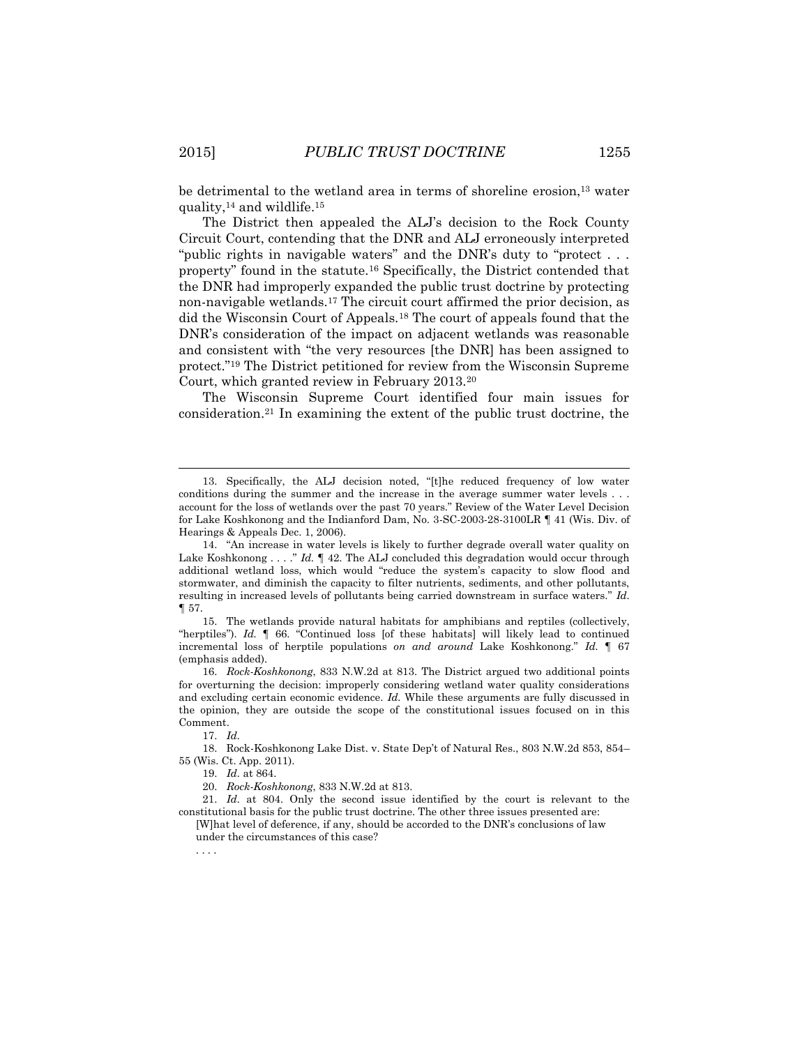be detrimental to the wetland area in terms of shoreline erosion,[13] water quality,[14] and wildlife.[15]

The District then appealed the ALJ's decision to the Rock County Circuit Court, contending that the DNR and ALJ erroneously interpreted "public rights in navigable waters" and the DNR's duty to "protect . . . property" found in the statute.[16] Specifically, the District contended that the DNR had improperly expanded the public trust doctrine by protecting non-navigable wetlands.[17] The circuit court affirmed the prior decision, as did the Wisconsin Court of Appeals.[18] The court of appeals found that the DNR's consideration of the impact on adjacent wetlands was reasonable and consistent with "the very resources [the DNR] has been assigned to protect."[19] The District petitioned for review from the Wisconsin Supreme Court, which granted review in February 2013.[20]

The Wisconsin Supreme Court identified four main issues for consideration.[21] In examining the extent of the public trust doctrine, the

---

13. Specifically, the ALJ decision noted, "[t]he reduced frequency of low water conditions during the summer and the increase in the average summer water levels . . . account for the loss of wetlands over the past 70 years." Review of the Water Level Decision for Lake Koshkonong and the Indianford Dam, No. 3-SC-2003-28-3100LR ¶ 41 (Wis. Div. of Hearings & Appeals Dec. 1, 2006).

14. "An increase in water levels is likely to further degrade overall water quality on Lake Koshkonong . . . ." *Id.* ¶ 42. The ALJ concluded this degradation would occur through additional wetland loss, which would "reduce the system's capacity to slow flood and stormwater, and diminish the capacity to filter nutrients, sediments, and other pollutants, resulting in increased levels of pollutants being carried downstream in surface waters." *Id.* ¶ 57.

15. The wetlands provide natural habitats for amphibians and reptiles (collectively, "herptiles"). *Id.* ¶ 66. "Continued loss [of these habitats] will likely lead to continued incremental loss of herptile populations *on and around* Lake Koshkonong." *Id.* ¶ 67 (emphasis added).

16. *Rock-Koshkonong*, 833 N.W.2d at 813. The District argued two additional points for overturning the decision: improperly considering wetland water quality considerations and excluding certain economic evidence. *Id.* While these arguments are fully discussed in the opinion, they are outside the scope of the constitutional issues focused on in this Comment.

17. *Id.*

18. Rock-Koshkonong Lake Dist. v. State Dep't of Natural Res., 803 N.W.2d 853, 854–55 (Wis. Ct. App. 2011).

19. *Id.* at 864.

20. *Rock-Koshkonong*, 833 N.W.2d at 813.

21. *Id.* at 804. Only the second issue identified by the court is relevant to the constitutional basis for the public trust doctrine. The other three issues presented are:

> [W]hat level of deference, if any, should be accorded to the DNR's conclusions of law under the circumstances of this case?
>
> . . . .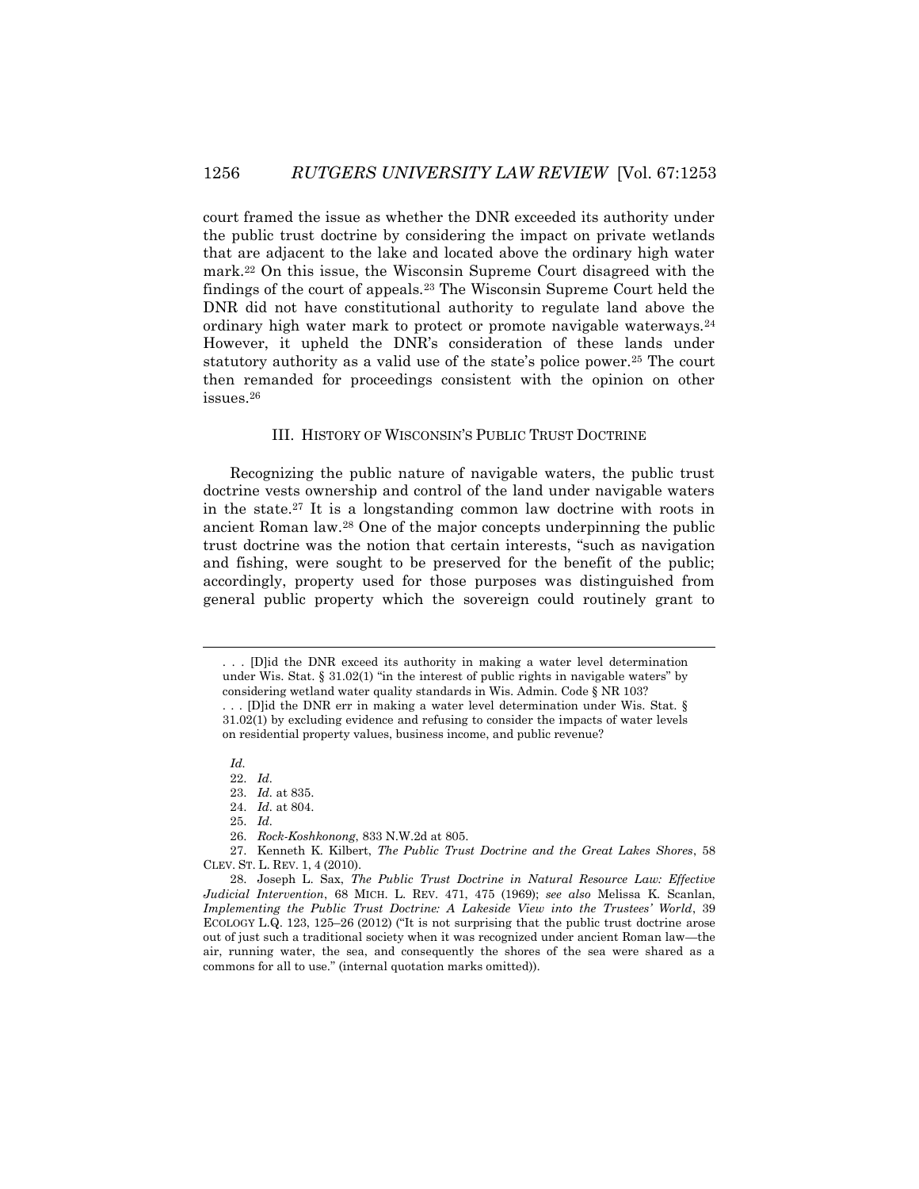court framed the issue as whether the DNR exceeded its authority under the public trust doctrine by considering the impact on private wetlands that are adjacent to the lake and located above the ordinary high water mark.[22] On this issue, the Wisconsin Supreme Court disagreed with the findings of the court of appeals.[23] The Wisconsin Supreme Court held the DNR did not have constitutional authority to regulate land above the ordinary high water mark to protect or promote navigable waterways.[24] However, it upheld the DNR's consideration of these lands under statutory authority as a valid use of the state's police power.[25] The court then remanded for proceedings consistent with the opinion on other issues.[26]

## III. HISTORY OF WISCONSIN'S PUBLIC TRUST DOCTRINE

Recognizing the public nature of navigable waters, the public trust doctrine vests ownership and control of the land under navigable waters in the state.[27] It is a longstanding common law doctrine with roots in ancient Roman law.[28] One of the major concepts underpinning the public trust doctrine was the notion that certain interests, "such as navigation and fishing, were sought to be preserved for the benefit of the public; accordingly, property used for those purposes was distinguished from general public property which the sovereign could routinely grant to

---

. . . [D]id the DNR exceed its authority in making a water level determination under Wis. Stat. § 31.02(1) "in the interest of public rights in navigable waters" by considering wetland water quality standards in Wis. Admin. Code § NR 103?

. . . [D]id the DNR err in making a water level determination under Wis. Stat. § 31.02(1) by excluding evidence and refusing to consider the impacts of water levels on residential property values, business income, and public revenue?

*Id.*

22. *Id.*

23. *Id.* at 835.

24. *Id.* at 804.

25. *Id.*

26. *Rock-Koshkonong*, 833 N.W.2d at 805.

27. Kenneth K. Kilbert, *The Public Trust Doctrine and the Great Lakes Shores*, 58 CLEV. ST. L. REV. 1, 4 (2010).

28. Joseph L. Sax, *The Public Trust Doctrine in Natural Resource Law: Effective Judicial Intervention*, 68 MICH. L. REV. 471, 475 (1969); *see also* Melissa K. Scanlan, *Implementing the Public Trust Doctrine: A Lakeside View into the Trustees' World*, 39 ECOLOGY L.Q. 123, 125–26 (2012) ("It is not surprising that the public trust doctrine arose out of just such a traditional society when it was recognized under ancient Roman law—the air, running water, the sea, and consequently the shores of the sea were shared as a commons for all to use." (internal quotation marks omitted)).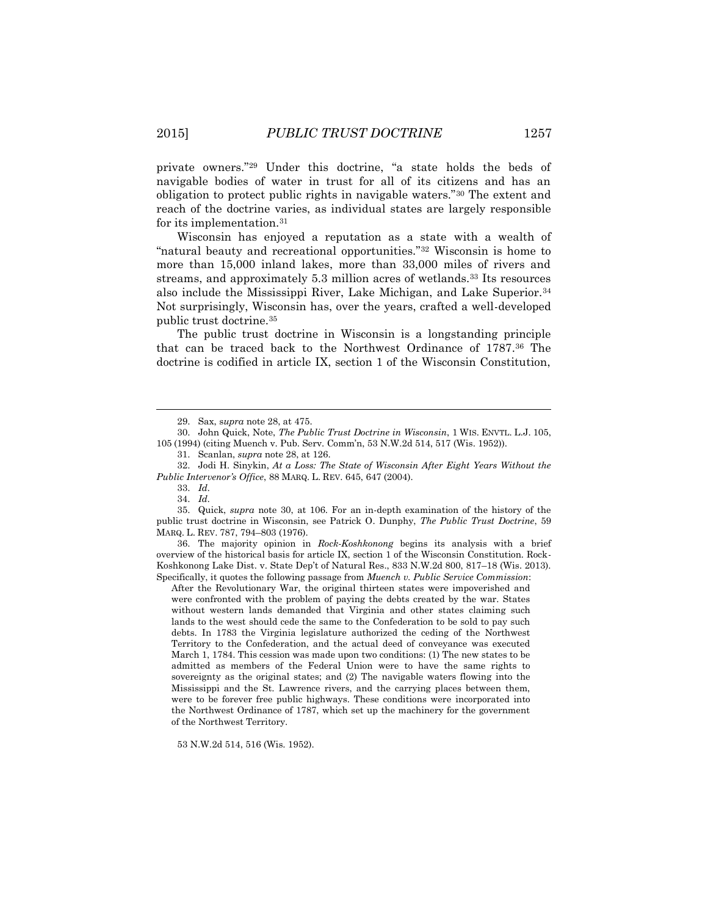private owners."[29] Under this doctrine, "a state holds the beds of navigable bodies of water in trust for all of its citizens and has an obligation to protect public rights in navigable waters."[30] The extent and reach of the doctrine varies, as individual states are largely responsible for its implementation.[31]

Wisconsin has enjoyed a reputation as a state with a wealth of "natural beauty and recreational opportunities."[32] Wisconsin is home to more than 15,000 inland lakes, more than 33,000 miles of rivers and streams, and approximately 5.3 million acres of wetlands.[33] Its resources also include the Mississippi River, Lake Michigan, and Lake Superior.[34] Not surprisingly, Wisconsin has, over the years, crafted a well-developed public trust doctrine.[35]

The public trust doctrine in Wisconsin is a longstanding principle that can be traced back to the Northwest Ordinance of 1787.[36] The doctrine is codified in article IX, section 1 of the Wisconsin Constitution,

---

29. Sax, *supra* note 28, at 475.

30. John Quick, Note, *The Public Trust Doctrine in Wisconsin*, 1 WIS. ENVTL. L.J. 105, 105 (1994) (citing Muench v. Pub. Serv. Comm'n, 53 N.W.2d 514, 517 (Wis. 1952)).

31. Scanlan, *supra* note 28, at 126.

32. Jodi H. Sinykin, *At a Loss: The State of Wisconsin After Eight Years Without the Public Intervenor's Office*, 88 MARQ. L. REV. 645, 647 (2004).

33. *Id.*

34. *Id.*

35. Quick, *supra* note 30, at 106. For an in-depth examination of the history of the public trust doctrine in Wisconsin, see Patrick O. Dunphy, *The Public Trust Doctrine*, 59 MARQ. L. REV. 787, 794–803 (1976).

36. The majority opinion in *Rock-Koshkonong* begins its analysis with a brief overview of the historical basis for article IX, section 1 of the Wisconsin Constitution. Rock-Koshkonong Lake Dist. v. State Dep't of Natural Res., 833 N.W.2d 800, 817–18 (Wis. 2013). Specifically, it quotes the following passage from *Muench v. Public Service Commission*:

> After the Revolutionary War, the original thirteen states were impoverished and were confronted with the problem of paying the debts created by the war. States without western lands demanded that Virginia and other states claiming such lands to the west should cede the same to the Confederation to be sold to pay such debts. In 1783 the Virginia legislature authorized the ceding of the Northwest Territory to the Confederation, and the actual deed of conveyance was executed March 1, 1784. This cession was made upon two conditions: (1) The new states to be admitted as members of the Federal Union were to have the same rights to sovereignty as the original states; and (2) The navigable waters flowing into the Mississippi and the St. Lawrence rivers, and the carrying places between them, were to be forever free public highways. These conditions were incorporated into the Northwest Ordinance of 1787, which set up the machinery for the government of the Northwest Territory.

53 N.W.2d 514, 516 (Wis. 1952).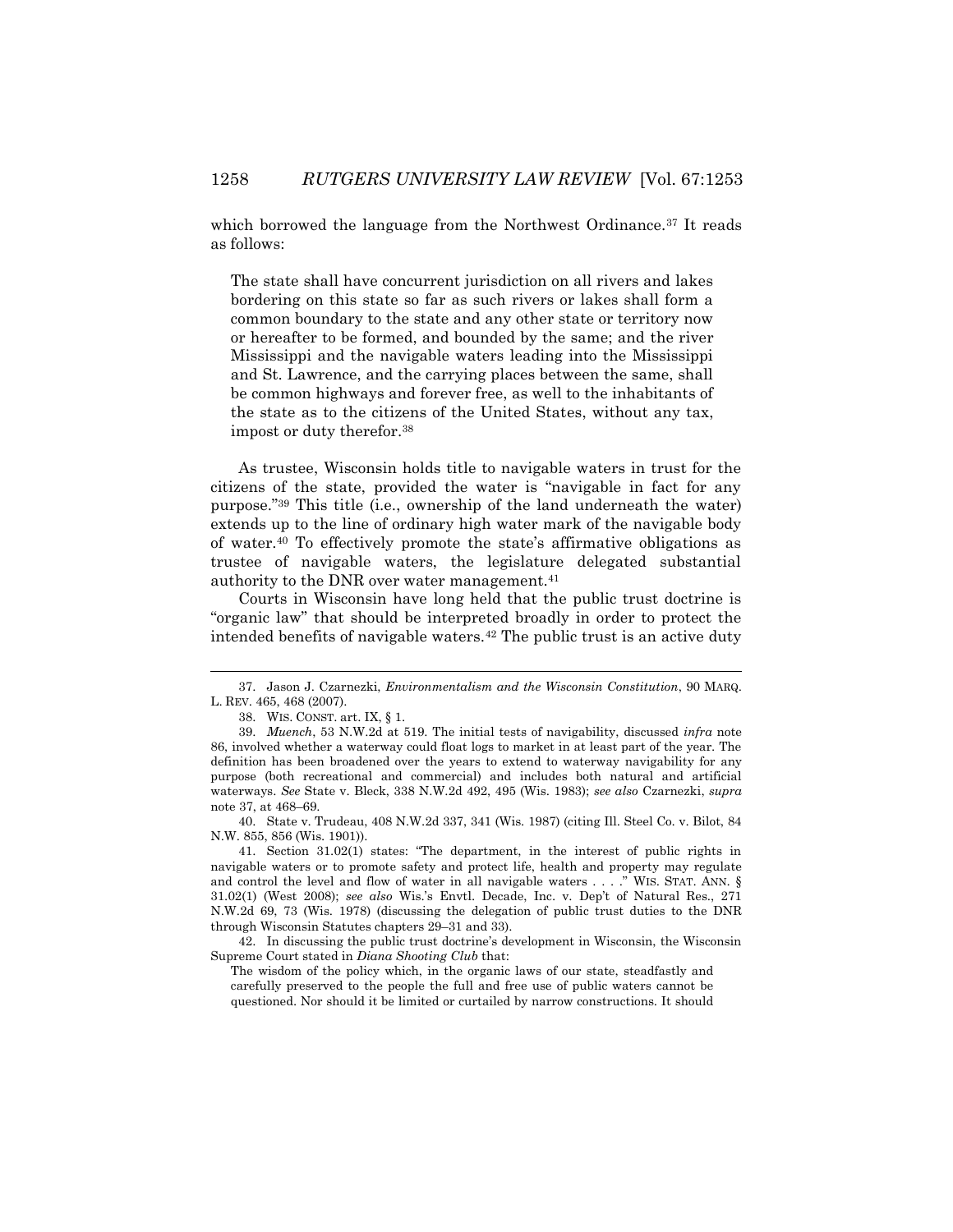which borrowed the language from the Northwest Ordinance.[37] It reads as follows:

> The state shall have concurrent jurisdiction on all rivers and lakes bordering on this state so far as such rivers or lakes shall form a common boundary to the state and any other state or territory now or hereafter to be formed, and bounded by the same; and the river Mississippi and the navigable waters leading into the Mississippi and St. Lawrence, and the carrying places between the same, shall be common highways and forever free, as well to the inhabitants of the state as to the citizens of the United States, without any tax, impost or duty therefor.[38]

As trustee, Wisconsin holds title to navigable waters in trust for the citizens of the state, provided the water is "navigable in fact for any purpose."[39] This title (i.e., ownership of the land underneath the water) extends up to the line of ordinary high water mark of the navigable body of water.[40] To effectively promote the state's affirmative obligations as trustee of navigable waters, the legislature delegated substantial authority to the DNR over water management.[41]

Courts in Wisconsin have long held that the public trust doctrine is "organic law" that should be interpreted broadly in order to protect the intended benefits of navigable waters.[42] The public trust is an active duty

---

37. Jason J. Czarnezki, *Environmentalism and the Wisconsin Constitution*, 90 MARQ. L. REV. 465, 468 (2007).

38. WIS. CONST. art. IX, § 1.

39. *Muench*, 53 N.W.2d at 519. The initial tests of navigability, discussed *infra* note 86, involved whether a waterway could float logs to market in at least part of the year. The definition has been broadened over the years to extend to waterway navigability for any purpose (both recreational and commercial) and includes both natural and artificial waterways. *See* State v. Bleck, 338 N.W.2d 492, 495 (Wis. 1983); *see also* Czarnezki, *supra* note 37, at 468–69.

40. State v. Trudeau, 408 N.W.2d 337, 341 (Wis. 1987) (citing Ill. Steel Co. v. Bilot, 84 N.W. 855, 856 (Wis. 1901)).

41. Section 31.02(1) states: "The department, in the interest of public rights in navigable waters or to promote safety and protect life, health and property may regulate and control the level and flow of water in all navigable waters . . . ." WIS. STAT. ANN. § 31.02(1) (West 2008); *see also* Wis.'s Envtl. Decade, Inc. v. Dep't of Natural Res., 271 N.W.2d 69, 73 (Wis. 1978) (discussing the delegation of public trust duties to the DNR through Wisconsin Statutes chapters 29–31 and 33).

42. In discussing the public trust doctrine's development in Wisconsin, the Wisconsin Supreme Court stated in *Diana Shooting Club* that:

> The wisdom of the policy which, in the organic laws of our state, steadfastly and carefully preserved to the people the full and free use of public waters cannot be questioned. Nor should it be limited or curtailed by narrow constructions. It should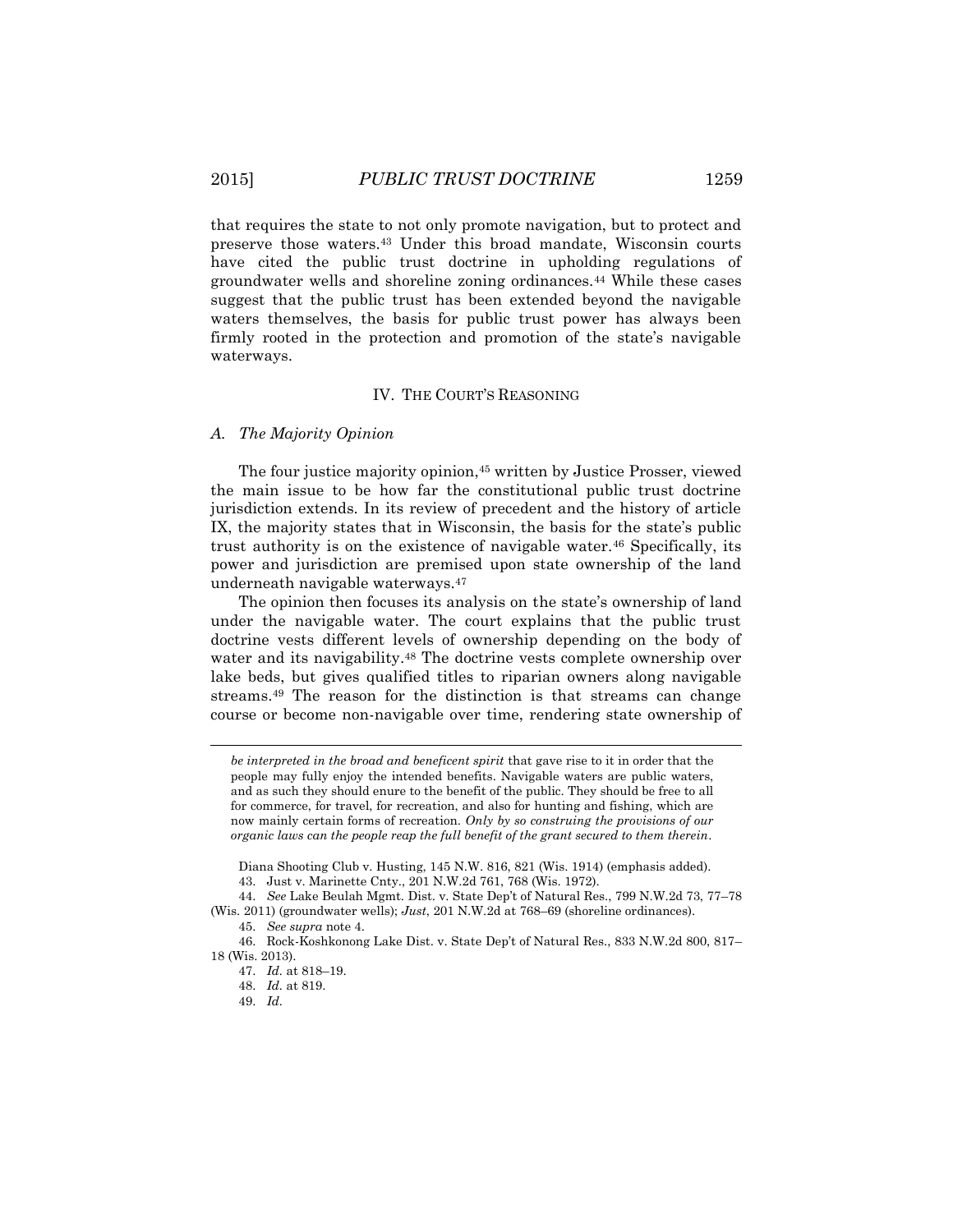that requires the state to not only promote navigation, but to protect and preserve those waters.[43] Under this broad mandate, Wisconsin courts have cited the public trust doctrine in upholding regulations of groundwater wells and shoreline zoning ordinances.[44] While these cases suggest that the public trust has been extended beyond the navigable waters themselves, the basis for public trust power has always been firmly rooted in the protection and promotion of the state's navigable waterways.

## IV. THE COURT'S REASONING

### *A. The Majority Opinion*

The four justice majority opinion,[45] written by Justice Prosser, viewed the main issue to be how far the constitutional public trust doctrine jurisdiction extends. In its review of precedent and the history of article IX, the majority states that in Wisconsin, the basis for the state's public trust authority is on the existence of navigable water.[46] Specifically, its power and jurisdiction are premised upon state ownership of the land underneath navigable waterways.[47]

The opinion then focuses its analysis on the state's ownership of land under the navigable water. The court explains that the public trust doctrine vests different levels of ownership depending on the body of water and its navigability.[48] The doctrine vests complete ownership over lake beds, but gives qualified titles to riparian owners along navigable streams.[49] The reason for the distinction is that streams can change course or become non-navigable over time, rendering state ownership of

---

*be interpreted in the broad and beneficent spirit* that gave rise to it in order that the people may fully enjoy the intended benefits. Navigable waters are public waters, and as such they should enure to the benefit of the public. They should be free to all for commerce, for travel, for recreation, and also for hunting and fishing, which are now mainly certain forms of recreation. *Only by so construing the provisions of our organic laws can the people reap the full benefit of the grant secured to them therein*.

Diana Shooting Club v. Husting, 145 N.W. 816, 821 (Wis. 1914) (emphasis added).

43. Just v. Marinette Cnty., 201 N.W.2d 761, 768 (Wis. 1972).

44. *See* Lake Beulah Mgmt. Dist. v. State Dep't of Natural Res., 799 N.W.2d 73, 77–78 (Wis. 2011) (groundwater wells); *Just*, 201 N.W.2d at 768–69 (shoreline ordinances).

45. *See supra* note 4.

46. Rock-Koshkonong Lake Dist. v. State Dep't of Natural Res., 833 N.W.2d 800, 817–18 (Wis. 2013).

47. *Id.* at 818–19.

48. *Id.* at 819.

49. *Id.*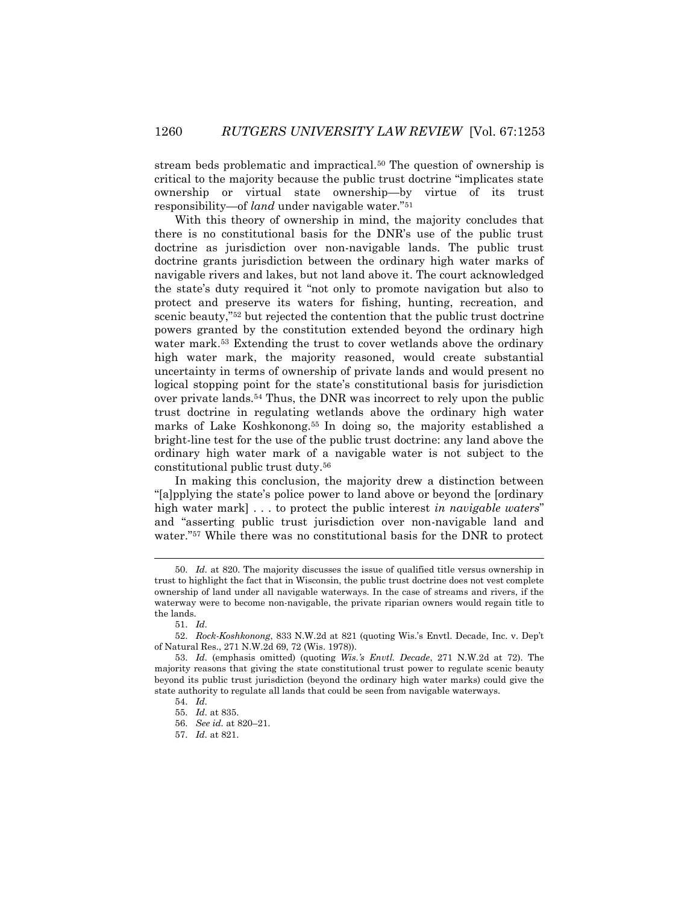stream beds problematic and impractical.[50] The question of ownership is critical to the majority because the public trust doctrine "implicates state ownership or virtual state ownership—by virtue of its trust responsibility—of *land* under navigable water."[51]

With this theory of ownership in mind, the majority concludes that there is no constitutional basis for the DNR's use of the public trust doctrine as jurisdiction over non-navigable lands. The public trust doctrine grants jurisdiction between the ordinary high water marks of navigable rivers and lakes, but not land above it. The court acknowledged the state's duty required it "not only to promote navigation but also to protect and preserve its waters for fishing, hunting, recreation, and scenic beauty,"[52] but rejected the contention that the public trust doctrine powers granted by the constitution extended beyond the ordinary high water mark.[53] Extending the trust to cover wetlands above the ordinary high water mark, the majority reasoned, would create substantial uncertainty in terms of ownership of private lands and would present no logical stopping point for the state's constitutional basis for jurisdiction over private lands.[54] Thus, the DNR was incorrect to rely upon the public trust doctrine in regulating wetlands above the ordinary high water marks of Lake Koshkonong.[55] In doing so, the majority established a bright-line test for the use of the public trust doctrine: any land above the ordinary high water mark of a navigable water is not subject to the constitutional public trust duty.[56]

In making this conclusion, the majority drew a distinction between "[a]pplying the state's police power to land above or beyond the [ordinary high water mark] . . . to protect the public interest *in navigable waters*" and "asserting public trust jurisdiction over non-navigable land and water."[57] While there was no constitutional basis for the DNR to protect

---

50. *Id.* at 820. The majority discusses the issue of qualified title versus ownership in trust to highlight the fact that in Wisconsin, the public trust doctrine does not vest complete ownership of land under all navigable waterways. In the case of streams and rivers, if the waterway were to become non-navigable, the private riparian owners would regain title to the lands.

51. *Id.*

52. *Rock-Koshkonong*, 833 N.W.2d at 821 (quoting Wis.'s Envtl. Decade, Inc. v. Dep't of Natural Res., 271 N.W.2d 69, 72 (Wis. 1978)).

53. *Id.* (emphasis omitted) (quoting *Wis.'s Envtl. Decade*, 271 N.W.2d at 72). The majority reasons that giving the state constitutional trust power to regulate scenic beauty beyond its public trust jurisdiction (beyond the ordinary high water marks) could give the state authority to regulate all lands that could be seen from navigable waterways.

54. *Id.*

55. *Id.* at 835.

56. *See id.* at 820–21.

57. *Id.* at 821.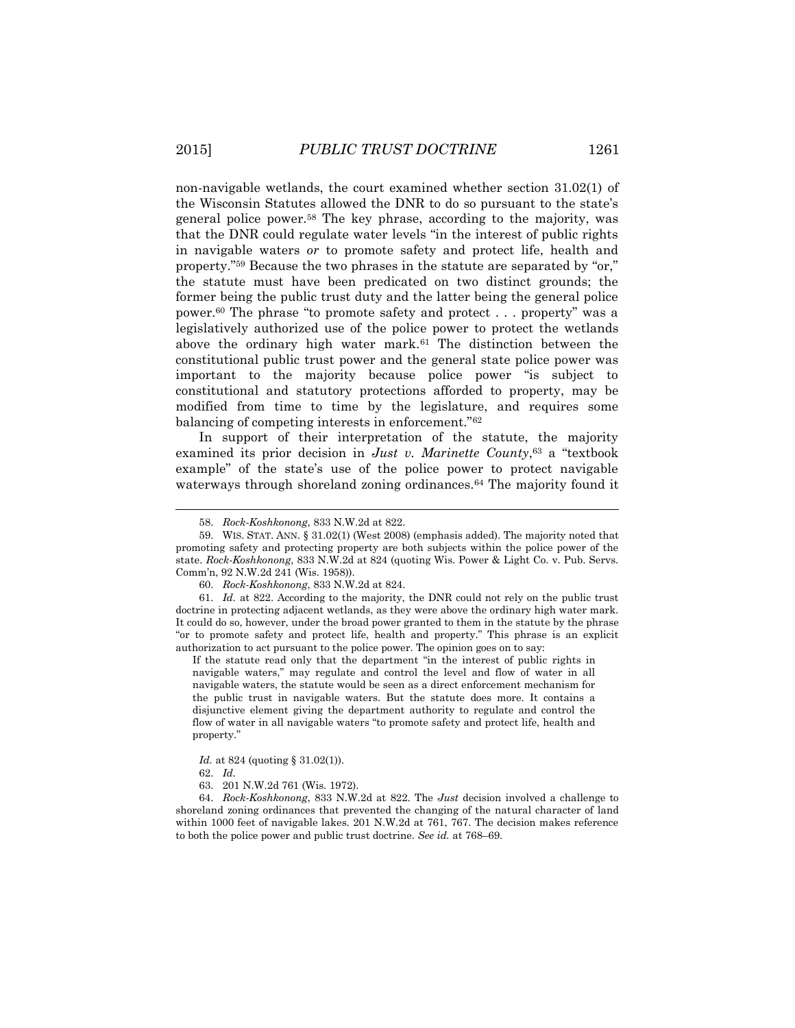non-navigable wetlands, the court examined whether section 31.02(1) of the Wisconsin Statutes allowed the DNR to do so pursuant to the state's general police power.[58] The key phrase, according to the majority, was that the DNR could regulate water levels "in the interest of public rights in navigable waters *or* to promote safety and protect life, health and property."[59] Because the two phrases in the statute are separated by "or," the statute must have been predicated on two distinct grounds; the former being the public trust duty and the latter being the general police power.[60] The phrase "to promote safety and protect . . . property" was a legislatively authorized use of the police power to protect the wetlands above the ordinary high water mark.[61] The distinction between the constitutional public trust power and the general state police power was important to the majority because police power "is subject to constitutional and statutory protections afforded to property, may be modified from time to time by the legislature, and requires some balancing of competing interests in enforcement."[62]

In support of their interpretation of the statute, the majority examined its prior decision in *Just v. Marinette County*,[63] a "textbook example" of the state's use of the police power to protect navigable waterways through shoreland zoning ordinances.[64] The majority found it

---

58. *Rock-Koshkonong*, 833 N.W.2d at 822.

59. WIS. STAT. ANN. § 31.02(1) (West 2008) (emphasis added). The majority noted that promoting safety and protecting property are both subjects within the police power of the state. *Rock-Koshkonong*, 833 N.W.2d at 824 (quoting Wis. Power & Light Co. v. Pub. Servs. Comm'n, 92 N.W.2d 241 (Wis. 1958)).

60. *Rock-Koshkonong*, 833 N.W.2d at 824.

61. *Id.* at 822. According to the majority, the DNR could not rely on the public trust doctrine in protecting adjacent wetlands, as they were above the ordinary high water mark. It could do so, however, under the broad power granted to them in the statute by the phrase "or to promote safety and protect life, health and property." This phrase is an explicit authorization to act pursuant to the police power. The opinion goes on to say:

> If the statute read only that the department "in the interest of public rights in navigable waters," may regulate and control the level and flow of water in all navigable waters, the statute would be seen as a direct enforcement mechanism for the public trust in navigable waters. But the statute does more. It contains a disjunctive element giving the department authority to regulate and control the flow of water in all navigable waters "to promote safety and protect life, health and property."

*Id.* at 824 (quoting § 31.02(1)).

62. *Id.*

63. 201 N.W.2d 761 (Wis. 1972).

64. *Rock-Koshkonong*, 833 N.W.2d at 822. The *Just* decision involved a challenge to shoreland zoning ordinances that prevented the changing of the natural character of land within 1000 feet of navigable lakes. 201 N.W.2d at 761, 767. The decision makes reference to both the police power and public trust doctrine. *See id.* at 768–69.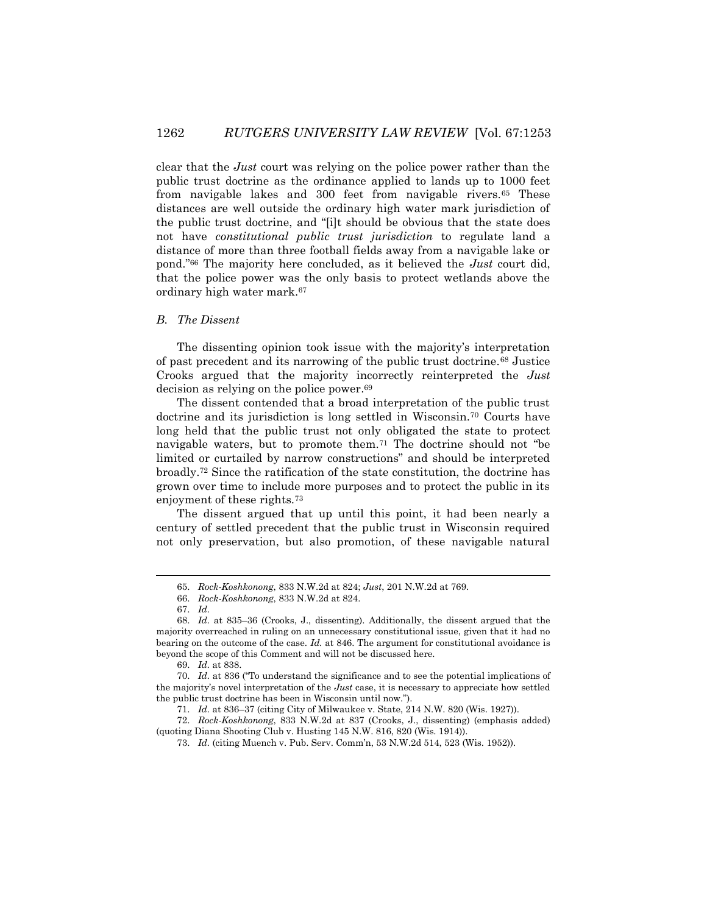clear that the *Just* court was relying on the police power rather than the public trust doctrine as the ordinance applied to lands up to 1000 feet from navigable lakes and 300 feet from navigable rivers.[65] These distances are well outside the ordinary high water mark jurisdiction of the public trust doctrine, and "[i]t should be obvious that the state does not have *constitutional public trust jurisdiction* to regulate land a distance of more than three football fields away from a navigable lake or pond."[66] The majority here concluded, as it believed the *Just* court did, that the police power was the only basis to protect wetlands above the ordinary high water mark.[67]

### *B. The Dissent*

The dissenting opinion took issue with the majority's interpretation of past precedent and its narrowing of the public trust doctrine.[68] Justice Crooks argued that the majority incorrectly reinterpreted the *Just* decision as relying on the police power.[69]

The dissent contended that a broad interpretation of the public trust doctrine and its jurisdiction is long settled in Wisconsin.[70] Courts have long held that the public trust not only obligated the state to protect navigable waters, but to promote them.[71] The doctrine should not "be limited or curtailed by narrow constructions" and should be interpreted broadly.[72] Since the ratification of the state constitution, the doctrine has grown over time to include more purposes and to protect the public in its enjoyment of these rights.[73]

The dissent argued that up until this point, it had been nearly a century of settled precedent that the public trust in Wisconsin required not only preservation, but also promotion, of these navigable natural

---

65. *Rock-Koshkonong*, 833 N.W.2d at 824; *Just*, 201 N.W.2d at 769.

66. *Rock-Koshkonong*, 833 N.W.2d at 824.

67. *Id.*

68. *Id.* at 835–36 (Crooks, J., dissenting). Additionally, the dissent argued that the majority overreached in ruling on an unnecessary constitutional issue, given that it had no bearing on the outcome of the case. *Id.* at 846. The argument for constitutional avoidance is beyond the scope of this Comment and will not be discussed here.

69. *Id.* at 838.

70. *Id.* at 836 ("To understand the significance and to see the potential implications of the majority's novel interpretation of the *Just* case, it is necessary to appreciate how settled the public trust doctrine has been in Wisconsin until now.").

71. *Id.* at 836–37 (citing City of Milwaukee v. State, 214 N.W. 820 (Wis. 1927)).

72. *Rock-Koshkonong*, 833 N.W.2d at 837 (Crooks, J., dissenting) (emphasis added) (quoting Diana Shooting Club v. Husting 145 N.W. 816, 820 (Wis. 1914)).

73. *Id.* (citing Muench v. Pub. Serv. Comm'n, 53 N.W.2d 514, 523 (Wis. 1952)).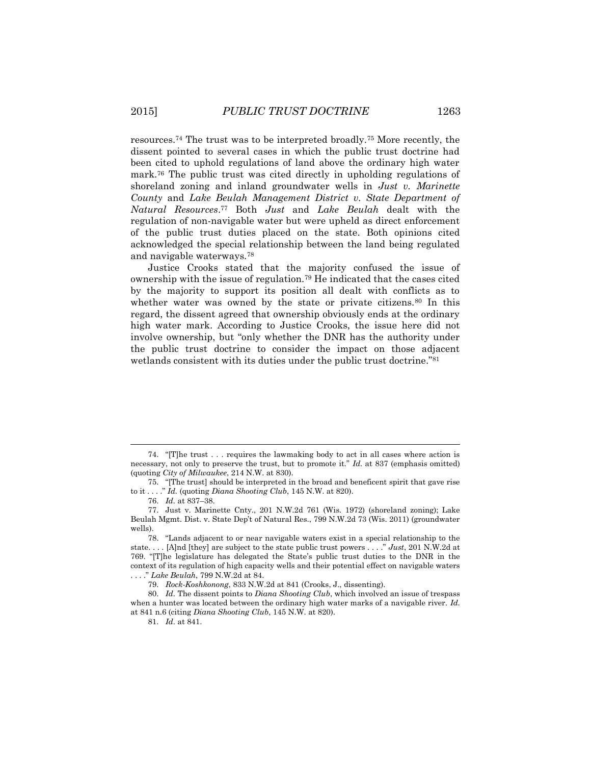resources.[74] The trust was to be interpreted broadly.[75] More recently, the dissent pointed to several cases in which the public trust doctrine had been cited to uphold regulations of land above the ordinary high water mark.[76] The public trust was cited directly in upholding regulations of shoreland zoning and inland groundwater wells in *Just v. Marinette County* and *Lake Beulah Management District v. State Department of Natural Resources*.[77] Both *Just* and *Lake Beulah* dealt with the regulation of non-navigable water but were upheld as direct enforcement of the public trust duties placed on the state. Both opinions cited acknowledged the special relationship between the land being regulated and navigable waterways.[78]

Justice Crooks stated that the majority confused the issue of ownership with the issue of regulation.[79] He indicated that the cases cited by the majority to support its position all dealt with conflicts as to whether water was owned by the state or private citizens.[80] In this regard, the dissent agreed that ownership obviously ends at the ordinary high water mark. According to Justice Crooks, the issue here did not involve ownership, but "only whether the DNR has the authority under the public trust doctrine to consider the impact on those adjacent wetlands consistent with its duties under the public trust doctrine."[81]

---

74. "[T]he trust . . . requires the lawmaking body to act in all cases where action is necessary, not only to preserve the trust, but to promote it." *Id.* at 837 (emphasis omitted) (quoting *City of Milwaukee*, 214 N.W. at 830).

75. "[The trust] should be interpreted in the broad and beneficent spirit that gave rise to it . . . ." *Id.* (quoting *Diana Shooting Club*, 145 N.W. at 820).

76. *Id.* at 837–38.

77. Just v. Marinette Cnty., 201 N.W.2d 761 (Wis. 1972) (shoreland zoning); Lake Beulah Mgmt. Dist. v. State Dep't of Natural Res., 799 N.W.2d 73 (Wis. 2011) (groundwater wells).

78. "Lands adjacent to or near navigable waters exist in a special relationship to the state. . . . [A]nd [they] are subject to the state public trust powers . . . ." *Just*, 201 N.W.2d at 769. "[T]he legislature has delegated the State's public trust duties to the DNR in the context of its regulation of high capacity wells and their potential effect on navigable waters . . . ." *Lake Beulah*, 799 N.W.2d at 84.

79. *Rock-Koshkonong*, 833 N.W.2d at 841 (Crooks, J., dissenting).

80. *Id.* The dissent points to *Diana Shooting Club*, which involved an issue of trespass when a hunter was located between the ordinary high water marks of a navigable river. *Id.* at 841 n.6 (citing *Diana Shooting Club*, 145 N.W. at 820).

81. *Id.* at 841.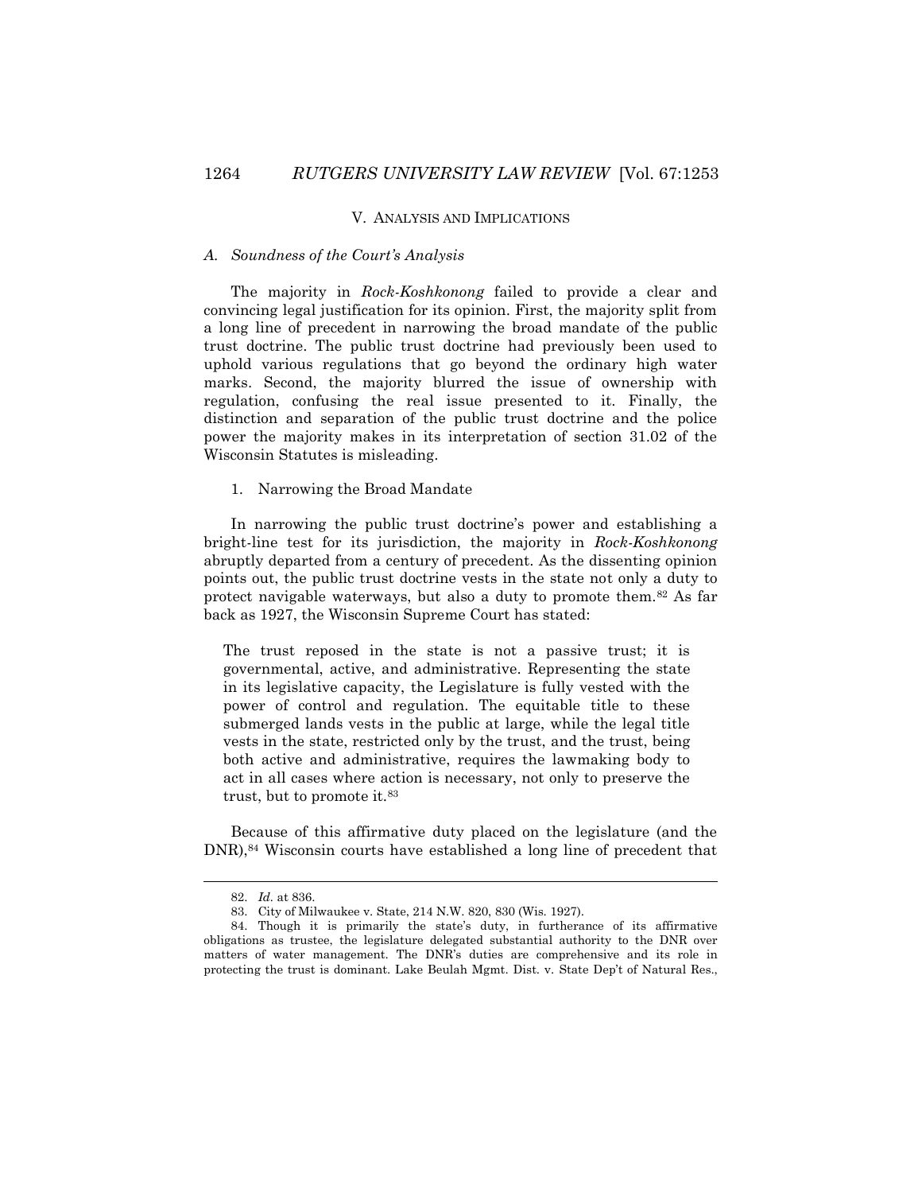## V. Analysis and Implications

### *A. Soundness of the Court's Analysis*

The majority in *Rock-Koshkonong* failed to provide a clear and convincing legal justification for its opinion. First, the majority split from a long line of precedent in narrowing the broad mandate of the public trust doctrine. The public trust doctrine had previously been used to uphold various regulations that go beyond the ordinary high water marks. Second, the majority blurred the issue of ownership with regulation, confusing the real issue presented to it. Finally, the distinction and separation of the public trust doctrine and the police power the majority makes in its interpretation of section 31.02 of the Wisconsin Statutes is misleading.

#### 1. Narrowing the Broad Mandate

In narrowing the public trust doctrine's power and establishing a bright-line test for its jurisdiction, the majority in *Rock-Koshkonong* abruptly departed from a century of precedent. As the dissenting opinion points out, the public trust doctrine vests in the state not only a duty to protect navigable waterways, but also a duty to promote them.[82] As far back as 1927, the Wisconsin Supreme Court has stated:

> The trust reposed in the state is not a passive trust; it is governmental, active, and administrative. Representing the state in its legislative capacity, the Legislature is fully vested with the power of control and regulation. The equitable title to these submerged lands vests in the public at large, while the legal title vests in the state, restricted only by the trust, and the trust, being both active and administrative, requires the lawmaking body to act in all cases where action is necessary, not only to preserve the trust, but to promote it.[83]

Because of this affirmative duty placed on the legislature (and the DNR),[84] Wisconsin courts have established a long line of precedent that

---

82. *Id.* at 836.

83. City of Milwaukee v. State, 214 N.W. 820, 830 (Wis. 1927).

84. Though it is primarily the state's duty, in furtherance of its affirmative obligations as trustee, the legislature delegated substantial authority to the DNR over matters of water management. The DNR's duties are comprehensive and its role in protecting the trust is dominant. Lake Beulah Mgmt. Dist. v. State Dep't of Natural Res.,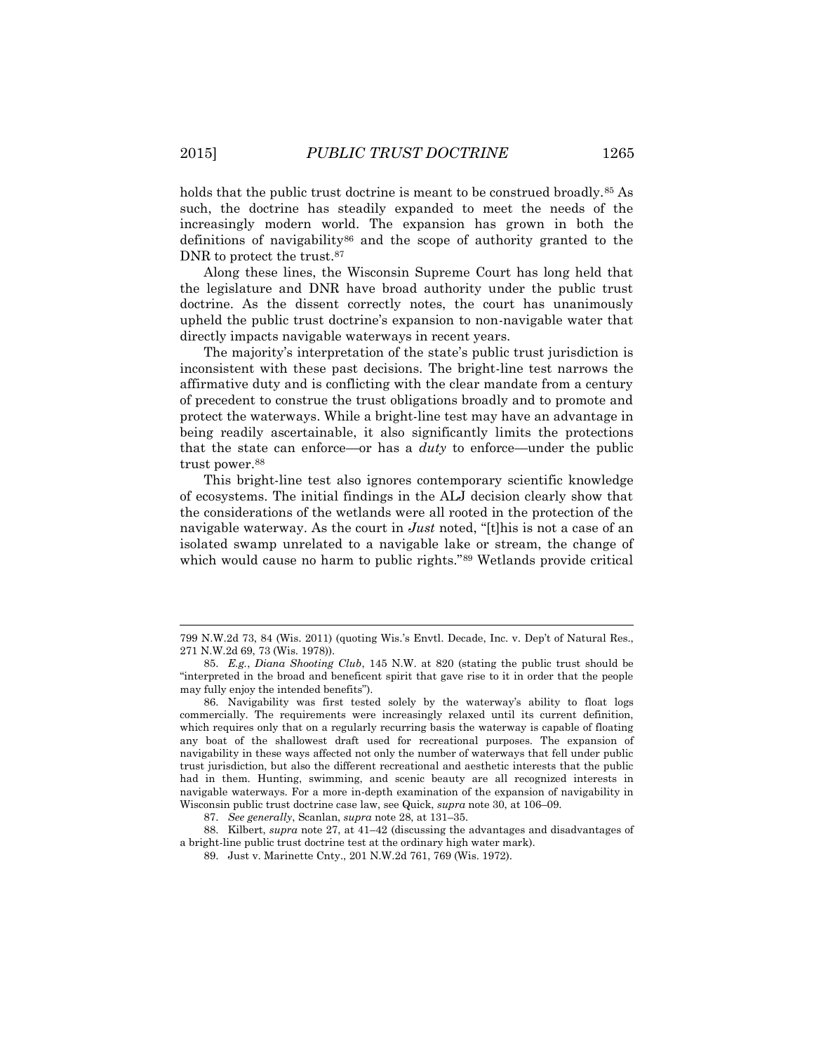holds that the public trust doctrine is meant to be construed broadly.[85] As such, the doctrine has steadily expanded to meet the needs of the increasingly modern world. The expansion has grown in both the definitions of navigability[86] and the scope of authority granted to the DNR to protect the trust.[87]

Along these lines, the Wisconsin Supreme Court has long held that the legislature and DNR have broad authority under the public trust doctrine. As the dissent correctly notes, the court has unanimously upheld the public trust doctrine's expansion to non-navigable water that directly impacts navigable waterways in recent years.

The majority's interpretation of the state's public trust jurisdiction is inconsistent with these past decisions. The bright-line test narrows the affirmative duty and is conflicting with the clear mandate from a century of precedent to construe the trust obligations broadly and to promote and protect the waterways. While a bright-line test may have an advantage in being readily ascertainable, it also significantly limits the protections that the state can enforce—or has a *duty* to enforce—under the public trust power.[88]

This bright-line test also ignores contemporary scientific knowledge of ecosystems. The initial findings in the ALJ decision clearly show that the considerations of the wetlands were all rooted in the protection of the navigable waterway. As the court in *Just* noted, "[t]his is not a case of an isolated swamp unrelated to a navigable lake or stream, the change of which would cause no harm to public rights."[89] Wetlands provide critical

---

799 N.W.2d 73, 84 (Wis. 2011) (quoting Wis.'s Envtl. Decade, Inc. v. Dep't of Natural Res., 271 N.W.2d 69, 73 (Wis. 1978)).

85. *E.g.*, *Diana Shooting Club*, 145 N.W. at 820 (stating the public trust should be "interpreted in the broad and beneficent spirit that gave rise to it in order that the people may fully enjoy the intended benefits").

86. Navigability was first tested solely by the waterway's ability to float logs commercially. The requirements were increasingly relaxed until its current definition, which requires only that on a regularly recurring basis the waterway is capable of floating any boat of the shallowest draft used for recreational purposes. The expansion of navigability in these ways affected not only the number of waterways that fell under public trust jurisdiction, but also the different recreational and aesthetic interests that the public had in them. Hunting, swimming, and scenic beauty are all recognized interests in navigable waterways. For a more in-depth examination of the expansion of navigability in Wisconsin public trust doctrine case law, see Quick, *supra* note 30, at 106–09.

87. *See generally*, Scanlan, *supra* note 28, at 131–35.

88. Kilbert, *supra* note 27, at 41–42 (discussing the advantages and disadvantages of a bright-line public trust doctrine test at the ordinary high water mark).

89. Just v. Marinette Cnty., 201 N.W.2d 761, 769 (Wis. 1972).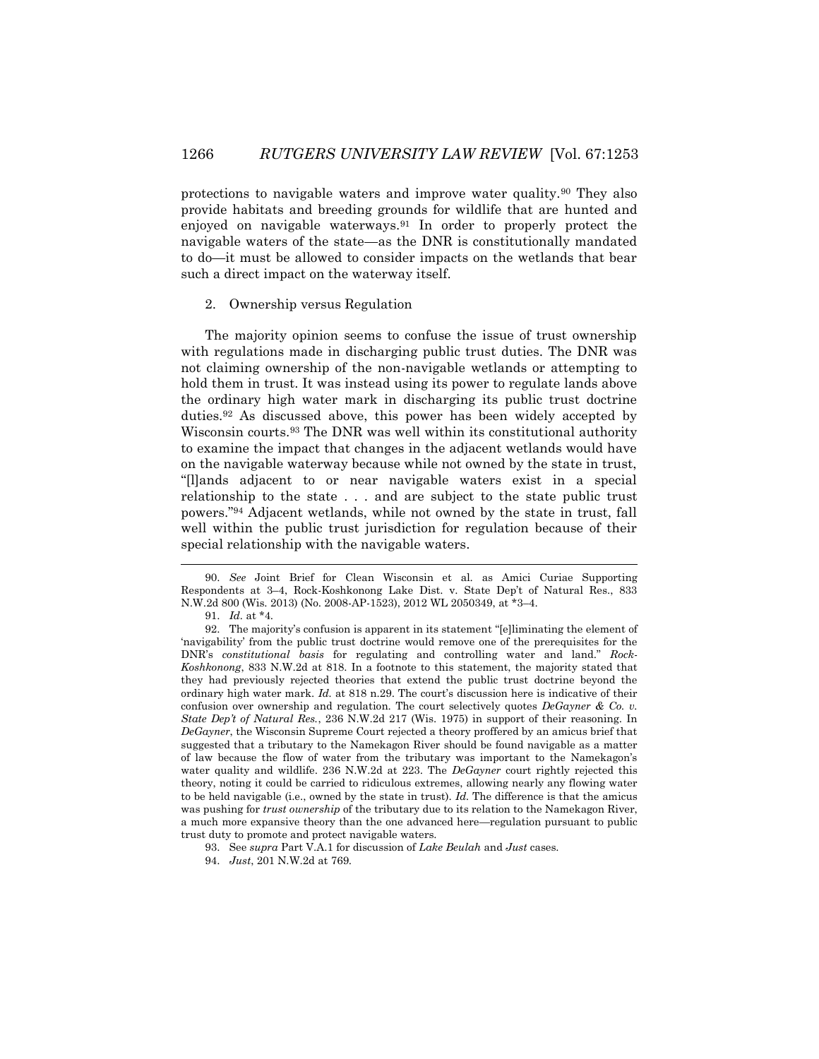protections to navigable waters and improve water quality.[90] They also provide habitats and breeding grounds for wildlife that are hunted and enjoyed on navigable waterways.[91] In order to properly protect the navigable waters of the state—as the DNR is constitutionally mandated to do—it must be allowed to consider impacts on the wetlands that bear such a direct impact on the waterway itself.

2. Ownership versus Regulation

The majority opinion seems to confuse the issue of trust ownership with regulations made in discharging public trust duties. The DNR was not claiming ownership of the non-navigable wetlands or attempting to hold them in trust. It was instead using its power to regulate lands above the ordinary high water mark in discharging its public trust doctrine duties.[92] As discussed above, this power has been widely accepted by Wisconsin courts.[93] The DNR was well within its constitutional authority to examine the impact that changes in the adjacent wetlands would have on the navigable waterway because while not owned by the state in trust, "[l]ands adjacent to or near navigable waters exist in a special relationship to the state . . . and are subject to the state public trust powers."[94] Adjacent wetlands, while not owned by the state in trust, fall well within the public trust jurisdiction for regulation because of their special relationship with the navigable waters.

---

90. *See* Joint Brief for Clean Wisconsin et al. as Amici Curiae Supporting Respondents at 3–4, Rock-Koshkonong Lake Dist. v. State Dep't of Natural Res., 833 N.W.2d 800 (Wis. 2013) (No. 2008-AP-1523), 2012 WL 2050349, at *3–4.

91. *Id.* at *4.

92. The majority's confusion is apparent in its statement "[e]liminating the element of 'navigability' from the public trust doctrine would remove one of the prerequisites for the DNR's *constitutional basis* for regulating and controlling water and land." *Rock-Koshkonong*, 833 N.W.2d at 818. In a footnote to this statement, the majority stated that they had previously rejected theories that extend the public trust doctrine beyond the ordinary high water mark. *Id.* at 818 n.29. The court's discussion here is indicative of their confusion over ownership and regulation. The court selectively quotes *DeGayner & Co. v. State Dep't of Natural Res.*, 236 N.W.2d 217 (Wis. 1975) in support of their reasoning. In *DeGayner*, the Wisconsin Supreme Court rejected a theory proffered by an amicus brief that suggested that a tributary to the Namekagon River should be found navigable as a matter of law because the flow of water from the tributary was important to the Namekagon's water quality and wildlife. 236 N.W.2d at 223. The *DeGayner* court rightly rejected this theory, noting it could be carried to ridiculous extremes, allowing nearly any flowing water to be held navigable (i.e., owned by the state in trust). *Id.* The difference is that the amicus was pushing for *trust ownership* of the tributary due to its relation to the Namekagon River, a much more expansive theory than the one advanced here—regulation pursuant to public trust duty to promote and protect navigable waters.

93. See *supra* Part V.A.1 for discussion of *Lake Beulah* and *Just* cases.

94. *Just*, 201 N.W.2d at 769.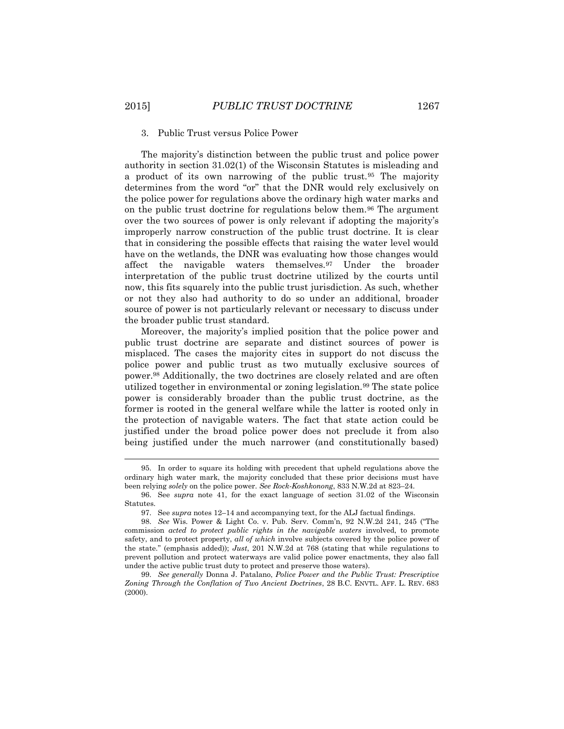### 3. Public Trust versus Police Power

The majority's distinction between the public trust and police power authority in section 31.02(1) of the Wisconsin Statutes is misleading and a product of its own narrowing of the public trust.[95] The majority determines from the word "or" that the DNR would rely exclusively on the police power for regulations above the ordinary high water marks and on the public trust doctrine for regulations below them.[96] The argument over the two sources of power is only relevant if adopting the majority's improperly narrow construction of the public trust doctrine. It is clear that in considering the possible effects that raising the water level would have on the wetlands, the DNR was evaluating how those changes would affect the navigable waters themselves.[97] Under the broader interpretation of the public trust doctrine utilized by the courts until now, this fits squarely into the public trust jurisdiction. As such, whether or not they also had authority to do so under an additional, broader source of power is not particularly relevant or necessary to discuss under the broader public trust standard.

Moreover, the majority's implied position that the police power and public trust doctrine are separate and distinct sources of power is misplaced. The cases the majority cites in support do not discuss the police power and public trust as two mutually exclusive sources of power.[98] Additionally, the two doctrines are closely related and are often utilized together in environmental or zoning legislation.[99] The state police power is considerably broader than the public trust doctrine, as the former is rooted in the general welfare while the latter is rooted only in the protection of navigable waters. The fact that state action could be justified under the broad police power does not preclude it from also being justified under the much narrower (and constitutionally based)

---

95. In order to square its holding with precedent that upheld regulations above the ordinary high water mark, the majority concluded that these prior decisions must have been relying *solely* on the police power. *See Rock-Koshkonong*, 833 N.W.2d at 823–24.

96. See *supra* note 41, for the exact language of section 31.02 of the Wisconsin Statutes.

97. See *supra* notes 12–14 and accompanying text, for the ALJ factual findings.

98. *See* Wis. Power & Light Co. v. Pub. Serv. Comm'n, 92 N.W.2d 241, 245 ("The commission *acted to protect public rights in the navigable waters* involved, to promote safety, and to protect property, *all of which* involve subjects covered by the police power of the state." (emphasis added)); *Just*, 201 N.W.2d at 768 (stating that while regulations to prevent pollution and protect waterways are valid police power enactments, they also fall under the active public trust duty to protect and preserve those waters).

99. *See generally* Donna J. Patalano, *Police Power and the Public Trust: Prescriptive Zoning Through the Conflation of Two Ancient Doctrines*, 28 B.C. ENVTL. AFF. L. REV. 683 (2000).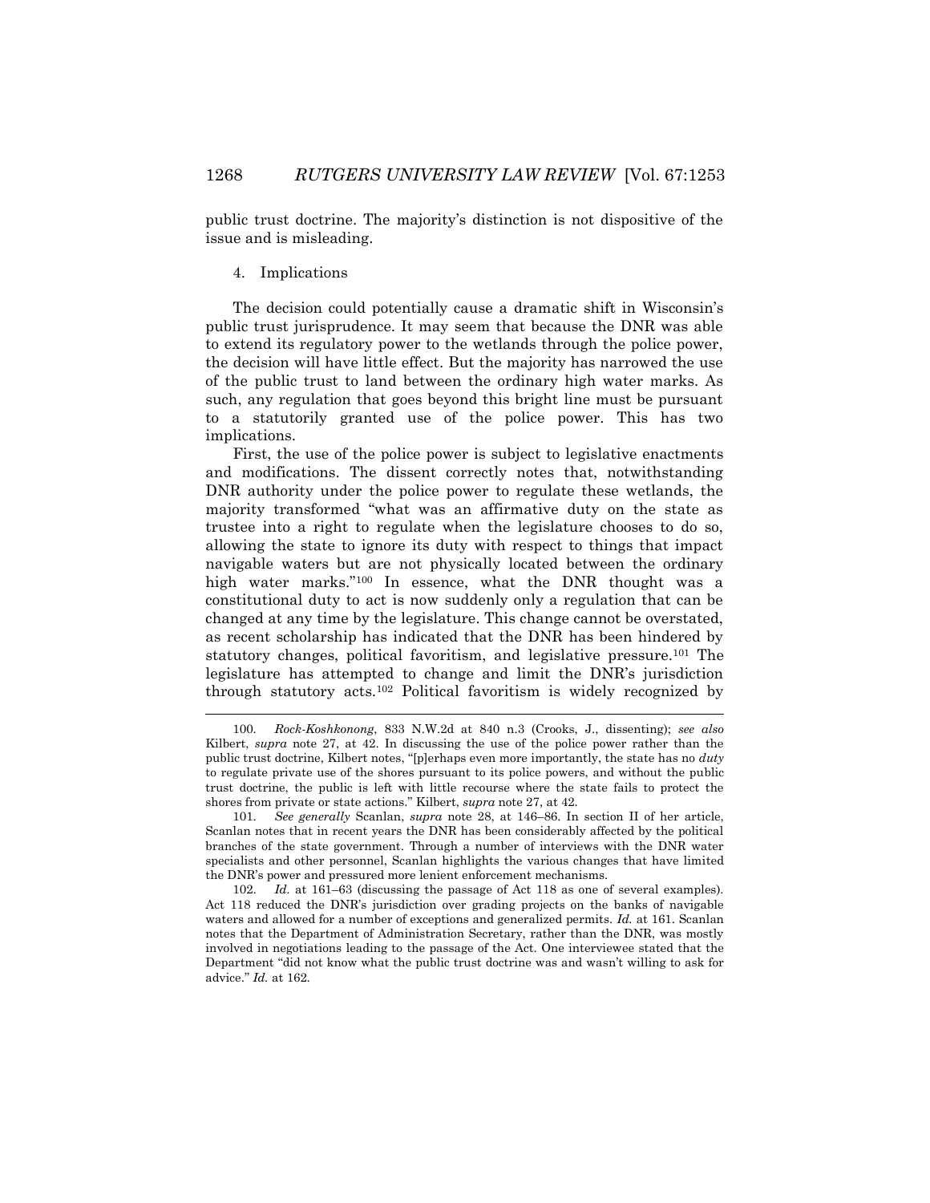public trust doctrine. The majority's distinction is not dispositive of the issue and is misleading.

4. Implications

The decision could potentially cause a dramatic shift in Wisconsin's public trust jurisprudence. It may seem that because the DNR was able to extend its regulatory power to the wetlands through the police power, the decision will have little effect. But the majority has narrowed the use of the public trust to land between the ordinary high water marks. As such, any regulation that goes beyond this bright line must be pursuant to a statutorily granted use of the police power. This has two implications.

First, the use of the police power is subject to legislative enactments and modifications. The dissent correctly notes that, notwithstanding DNR authority under the police power to regulate these wetlands, the majority transformed "what was an affirmative duty on the state as trustee into a right to regulate when the legislature chooses to do so, allowing the state to ignore its duty with respect to things that impact navigable waters but are not physically located between the ordinary high water marks."[100] In essence, what the DNR thought was a constitutional duty to act is now suddenly only a regulation that can be changed at any time by the legislature. This change cannot be overstated, as recent scholarship has indicated that the DNR has been hindered by statutory changes, political favoritism, and legislative pressure.[101] The legislature has attempted to change and limit the DNR's jurisdiction through statutory acts.[102] Political favoritism is widely recognized by

---

100. *Rock-Koshkonong*, 833 N.W.2d at 840 n.3 (Crooks, J., dissenting); *see also* Kilbert, *supra* note 27, at 42. In discussing the use of the police power rather than the public trust doctrine, Kilbert notes, "[p]erhaps even more importantly, the state has no *duty* to regulate private use of the shores pursuant to its police powers, and without the public trust doctrine, the public is left with little recourse where the state fails to protect the shores from private or state actions." Kilbert, *supra* note 27, at 42.

101. *See generally* Scanlan, *supra* note 28, at 146–86. In section II of her article, Scanlan notes that in recent years the DNR has been considerably affected by the political branches of the state government. Through a number of interviews with the DNR water specialists and other personnel, Scanlan highlights the various changes that have limited the DNR's power and pressured more lenient enforcement mechanisms.

102. *Id.* at 161–63 (discussing the passage of Act 118 as one of several examples). Act 118 reduced the DNR's jurisdiction over grading projects on the banks of navigable waters and allowed for a number of exceptions and generalized permits. *Id.* at 161. Scanlan notes that the Department of Administration Secretary, rather than the DNR, was mostly involved in negotiations leading to the passage of the Act. One interviewee stated that the Department "did not know what the public trust doctrine was and wasn't willing to ask for advice." *Id.* at 162.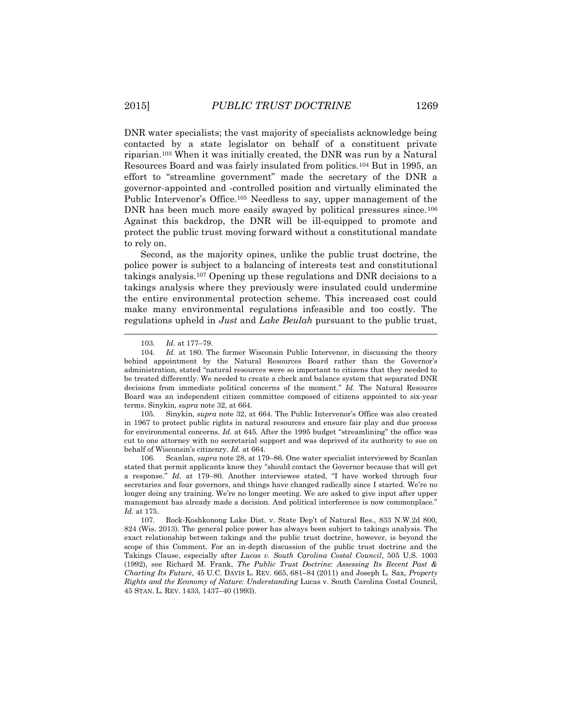DNR water specialists; the vast majority of specialists acknowledge being contacted by a state legislator on behalf of a constituent private riparian.[103] When it was initially created, the DNR was run by a Natural Resources Board and was fairly insulated from politics.[104] But in 1995, an effort to "streamline government" made the secretary of the DNR a governor-appointed and -controlled position and virtually eliminated the Public Intervenor's Office.[105] Needless to say, upper management of the DNR has been much more easily swayed by political pressures since.[106] Against this backdrop, the DNR will be ill-equipped to promote and protect the public trust moving forward without a constitutional mandate to rely on.

Second, as the majority opines, unlike the public trust doctrine, the police power is subject to a balancing of interests test and constitutional takings analysis.[107] Opening up these regulations and DNR decisions to a takings analysis where they previously were insulated could undermine the entire environmental protection scheme. This increased cost could make many environmental regulations infeasible and too costly. The regulations upheld in *Just* and *Lake Beulah* pursuant to the public trust,

---

103. *Id.* at 177–79.

104. *Id.* at 180. The former Wisconsin Public Intervenor, in discussing the theory behind appointment by the Natural Resources Board rather than the Governor's administration, stated "natural resources were so important to citizens that they needed to be treated differently. We needed to create a check and balance system that separated DNR decisions from immediate political concerns of the moment." *Id.* The Natural Resource Board was an independent citizen committee composed of citizens appointed to six-year terms. Sinykin, *supra* note 32, at 664.

105. Sinykin, *supra* note 32, at 664. The Public Intervenor's Office was also created in 1967 to protect public rights in natural resources and ensure fair play and due process for environmental concerns. *Id.* at 645. After the 1995 budget "streamlining" the office was cut to one attorney with no secretarial support and was deprived of its authority to sue on behalf of Wisconsin's citizenry. *Id.* at 664.

106. Scanlan, *supra* note 28, at 179–86. One water specialist interviewed by Scanlan stated that permit applicants know they "should contact the Governor because that will get a response." *Id.* at 179–80. Another interviewee stated, "I have worked through four secretaries and four governors, and things have changed radically since I started. We're no longer doing any training. We're no longer meeting. We are asked to give input after upper management has already made a decision. And political interference is now commonplace." *Id.* at 175.

107. Rock-Koshkonong Lake Dist. v. State Dep't of Natural Res., 833 N.W.2d 800, 824 (Wis. 2013). The general police power has always been subject to takings analysis. The exact relationship between takings and the public trust doctrine, however, is beyond the scope of this Comment. For an in-depth discussion of the public trust doctrine and the Takings Clause, especially after *Lucas v. South Carolina Costal Council*, 505 U.S. 1003 (1992), see Richard M. Frank, *The Public Trust Doctrine: Assessing Its Recent Past & Charting Its Future*, 45 U.C. DAVIS L. REV. 665, 681–84 (2011) and Joseph L. Sax, *Property Rights and the Economy of Nature: Understanding* Lucas v. South Carolina Costal Council, 45 STAN. L. REV. 1433, 1437–40 (1993).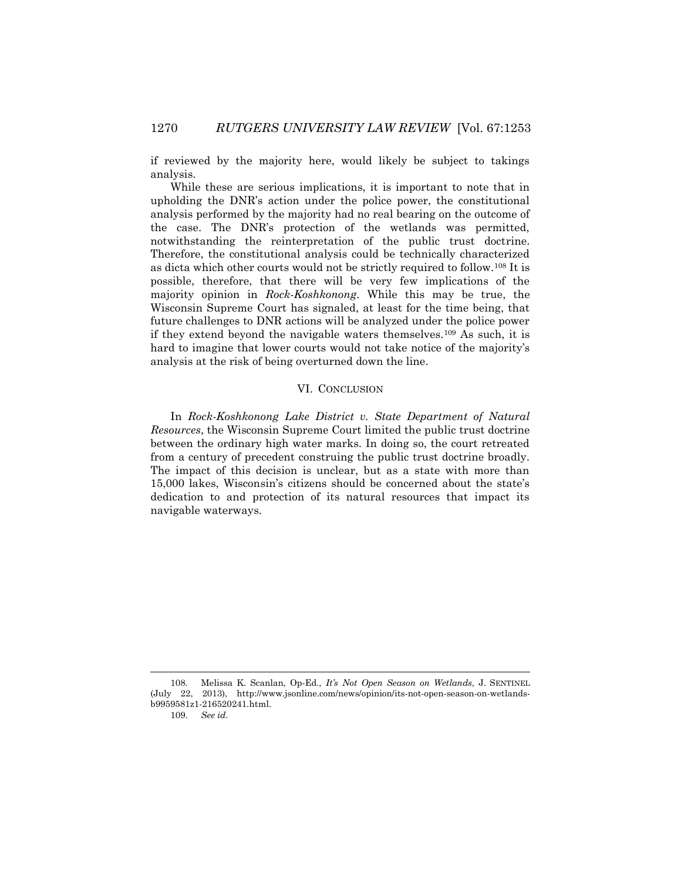if reviewed by the majority here, would likely be subject to takings analysis.

While these are serious implications, it is important to note that in upholding the DNR's action under the police power, the constitutional analysis performed by the majority had no real bearing on the outcome of the case. The DNR's protection of the wetlands was permitted, notwithstanding the reinterpretation of the public trust doctrine. Therefore, the constitutional analysis could be technically characterized as dicta which other courts would not be strictly required to follow.[108] It is possible, therefore, that there will be very few implications of the majority opinion in *Rock-Koshkonong*. While this may be true, the Wisconsin Supreme Court has signaled, at least for the time being, that future challenges to DNR actions will be analyzed under the police power if they extend beyond the navigable waters themselves.[109] As such, it is hard to imagine that lower courts would not take notice of the majority's analysis at the risk of being overturned down the line.

## VI. CONCLUSION

In *Rock-Koshkonong Lake District v. State Department of Natural Resources*, the Wisconsin Supreme Court limited the public trust doctrine between the ordinary high water marks. In doing so, the court retreated from a century of precedent construing the public trust doctrine broadly. The impact of this decision is unclear, but as a state with more than 15,000 lakes, Wisconsin's citizens should be concerned about the state's dedication to and protection of its natural resources that impact its navigable waterways.

---

108. Melissa K. Scanlan, Op-Ed., *It's Not Open Season on Wetlands*, J. SENTINEL (July 22, 2013), http://www.jsonline.com/news/opinion/its-not-open-season-on-wetlands-b9959581z1-216520241.html.

109. *See id.*